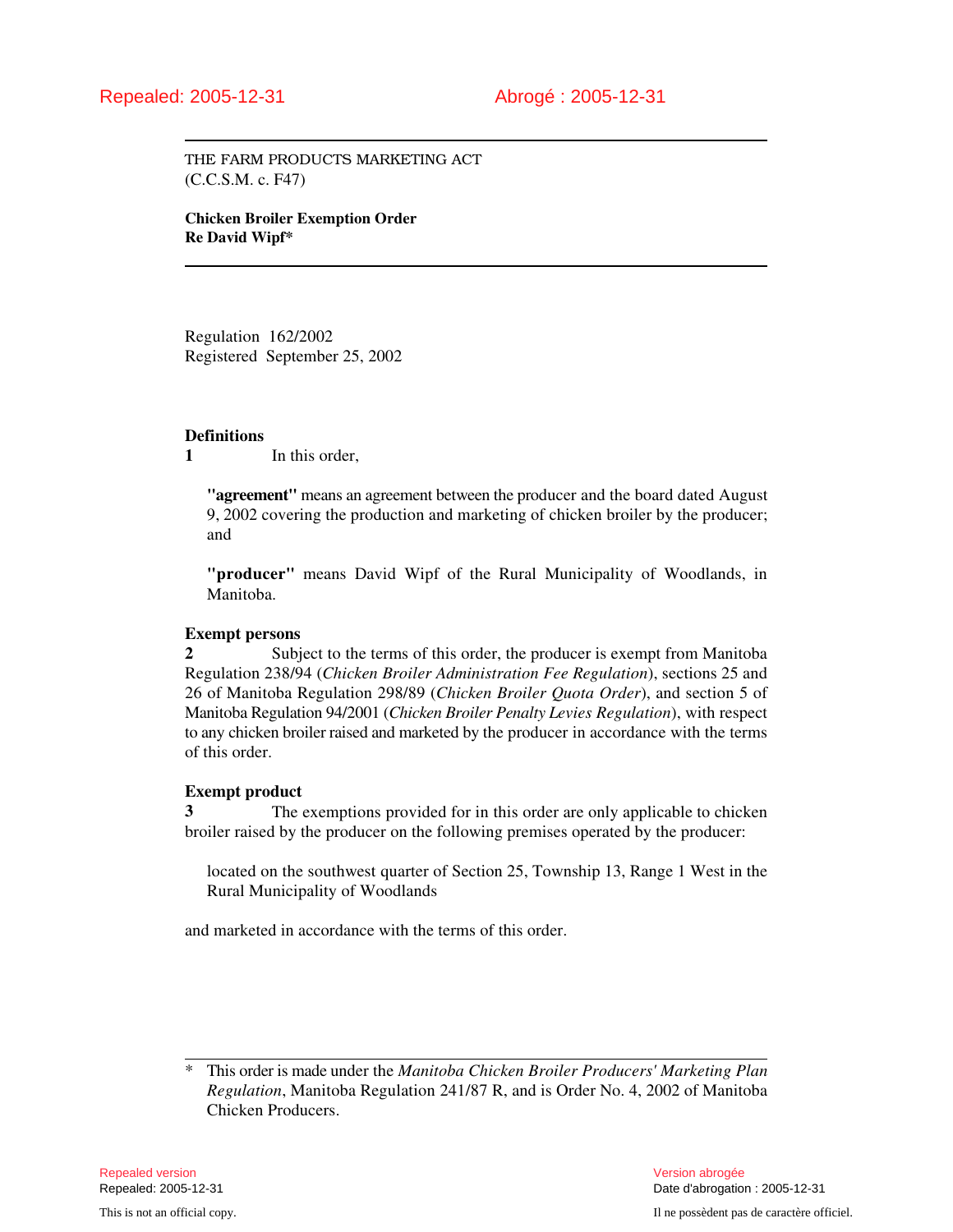Repealed: 2005-12-31 Abrogé : 2005-12-31

THE FARM PRODUCTS MARKETING ACT
(C.C.S.M. c. F47)

**Chicken Broiler Exemption Order**
**Re David Wipf***

Regulation 162/2002
Registered September 25, 2002

**Definitions**

**1** In this order,

> **"agreement"** means an agreement between the producer and the board dated August 9, 2002 covering the production and marketing of chicken broiler by the producer; and
>
> **"producer"** means David Wipf of the Rural Municipality of Woodlands, in Manitoba.

**Exempt persons**

**2** Subject to the terms of this order, the producer is exempt from Manitoba Regulation 238/94 (*Chicken Broiler Administration Fee Regulation*), sections 25 and 26 of Manitoba Regulation 298/89 (*Chicken Broiler Quota Order*), and section 5 of Manitoba Regulation 94/2001 (*Chicken Broiler Penalty Levies Regulation*), with respect to any chicken broiler raised and marketed by the producer in accordance with the terms of this order.

**Exempt product**

**3** The exemptions provided for in this order are only applicable to chicken broiler raised by the producer on the following premises operated by the producer:

> located on the southwest quarter of Section 25, Township 13, Range 1 West in the Rural Municipality of Woodlands

and marketed in accordance with the terms of this order.

---

\* This order is made under the *Manitoba Chicken Broiler Producers' Marketing Plan Regulation*, Manitoba Regulation 241/87 R, and is Order No. 4, 2002 of Manitoba Chicken Producers.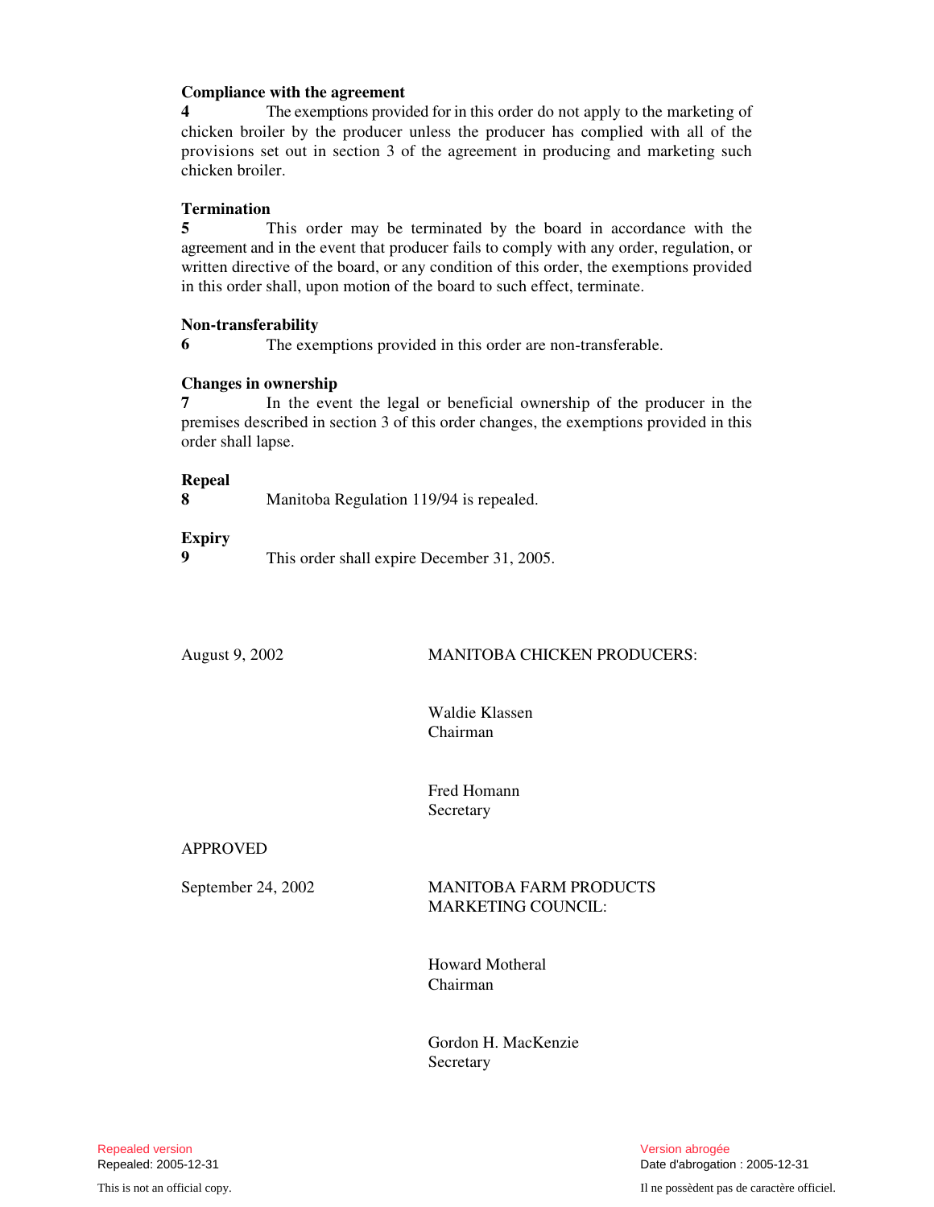**Compliance with the agreement**

**4** The exemptions provided for in this order do not apply to the marketing of chicken broiler by the producer unless the producer has complied with all of the provisions set out in section 3 of the agreement in producing and marketing such chicken broiler.

**Termination**

**5** This order may be terminated by the board in accordance with the agreement and in the event that producer fails to comply with any order, regulation, or written directive of the board, or any condition of this order, the exemptions provided in this order shall, upon motion of the board to such effect, terminate.

**Non-transferability**

**6** The exemptions provided in this order are non-transferable.

**Changes in ownership**

**7** In the event the legal or beneficial ownership of the producer in the premises described in section 3 of this order changes, the exemptions provided in this order shall lapse.

**Repeal**

**8** Manitoba Regulation 119/94 is repealed.

**Expiry**

**9** This order shall expire December 31, 2005.

August 9, 2002

MANITOBA CHICKEN PRODUCERS:

Waldie Klassen
Chairman

Fred Homann
Secretary

APPROVED

September 24, 2002

MANITOBA FARM PRODUCTS MARKETING COUNCIL:

Howard Motheral
Chairman

Gordon H. MacKenzie
Secretary

Repealed version
Repealed: 2005-12-31

Version abrogée
Date d'abrogation : 2005-12-31

This is not an official copy.

Il ne possèdent pas de caractère officiel.